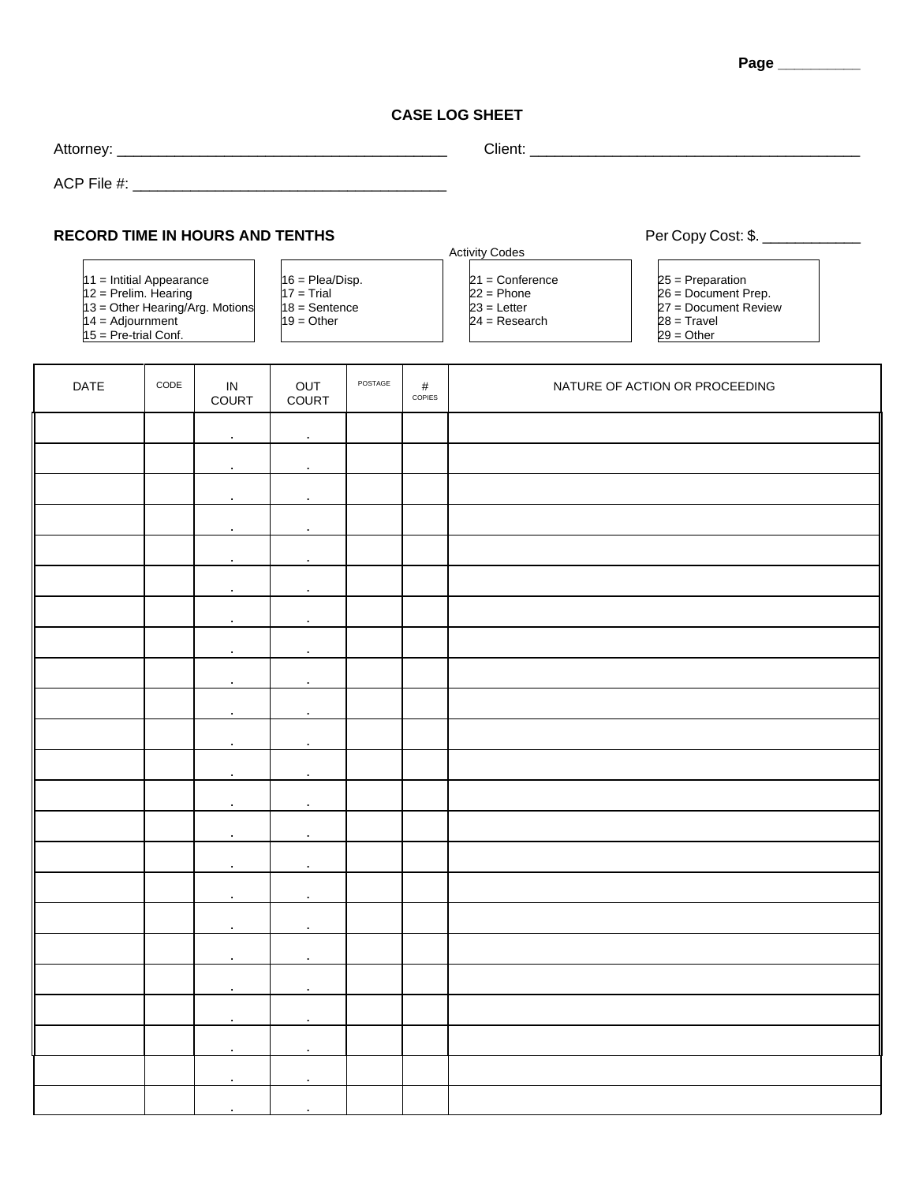Page __________

## CASE LOG SHEET

Attorney: ________________________________________ Client: ________________________________________

ACP File #: ______________________________________

**RECORD TIME IN HOURS AND TENTHS**

Per Copy Cost: $. ____________

Activity Codes

11 = Intitial Appearance
12 = Prelim. Hearing
13 = Other Hearing/Arg. Motions
14 = Adjournment
15 = Pre-trial Conf.

16 = Plea/Disp.
17 = Trial
18 = Sentence
19 = Other

21 = Conference
22 = Phone
23 = Letter
24 = Research

25 = Preparation
26 = Document Prep.
27 = Document Review
28 = Travel
29 = Other

| DATE | CODE | IN COURT | OUT COURT | POSTAGE | # COPIES | NATURE OF ACTION OR PROCEEDING |
|---|---|---|---|---|---|---|
| | | . | . | | | |
| | | . | . | | | |
| | | . | . | | | |
| | | . | . | | | |
| | | . | . | | | |
| | | . | . | | | |
| | | . | . | | | |
| | | . | . | | | |
| | | . | . | | | |
| | | . | . | | | |
| | | . | . | | | |
| | | . | . | | | |
| | | . | . | | | |
| | | . | . | | | |
| | | . | . | | | |
| | | . | . | | | |
| | | . | . | | | |
| | | . | . | | | |
| | | . | . | | | |
| | | . | . | | | |
| | | . | . | | | |
| | | . | . | | | |
| | | . | . | | | |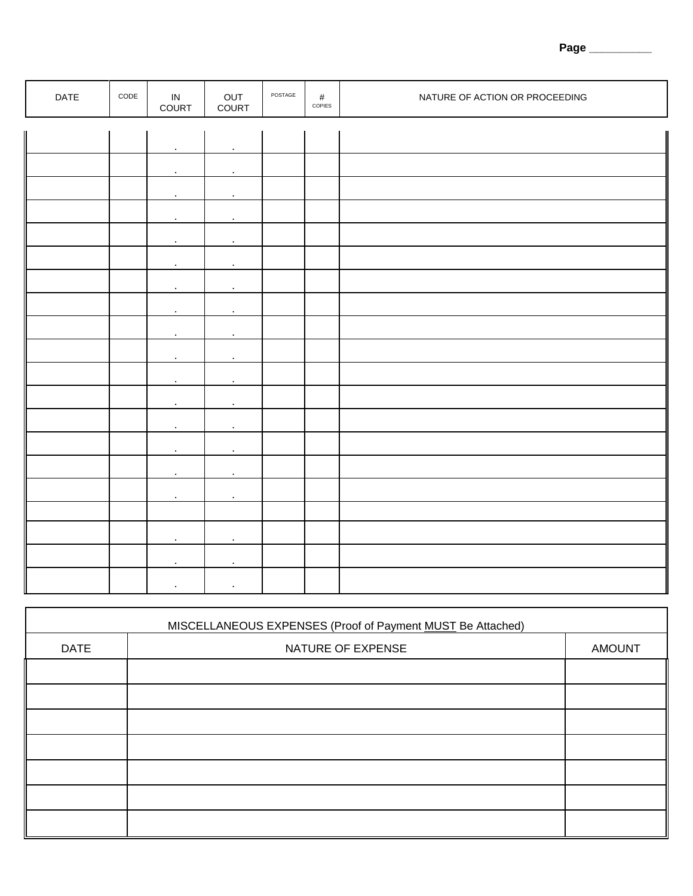Page __________

| DATE | CODE | IN COURT | OUT COURT | POSTAGE | # COPIES | NATURE OF ACTION OR PROCEEDING |
|---|---|---|---|---|---|---|
| | | . | . | | | |
| | | . | . | | | |
| | | . | . | | | |
| | | . | . | | | |
| | | . | . | | | |
| | | . | . | | | |
| | | . | . | | | |
| | | . | . | | | |
| | | . | . | | | |
| | | . | . | | | |
| | | . | . | | | |
| | | . | . | | | |
| | | . | . | | | |
| | | . | . | | | |
| | | . | . | | | |
| | | . | . | | | |
| | | | | | | |
| | | . | . | | | |
| | | . | . | | | |
| | | . | . | | | |

| MISCELLANEOUS EXPENSES (Proof of Payment MUST Be Attached) | | |
|---|---|---|
| DATE | NATURE OF EXPENSE | AMOUNT |
| | | |
| | | |
| | | |
| | | |
| | | |
| | | |
| | | |